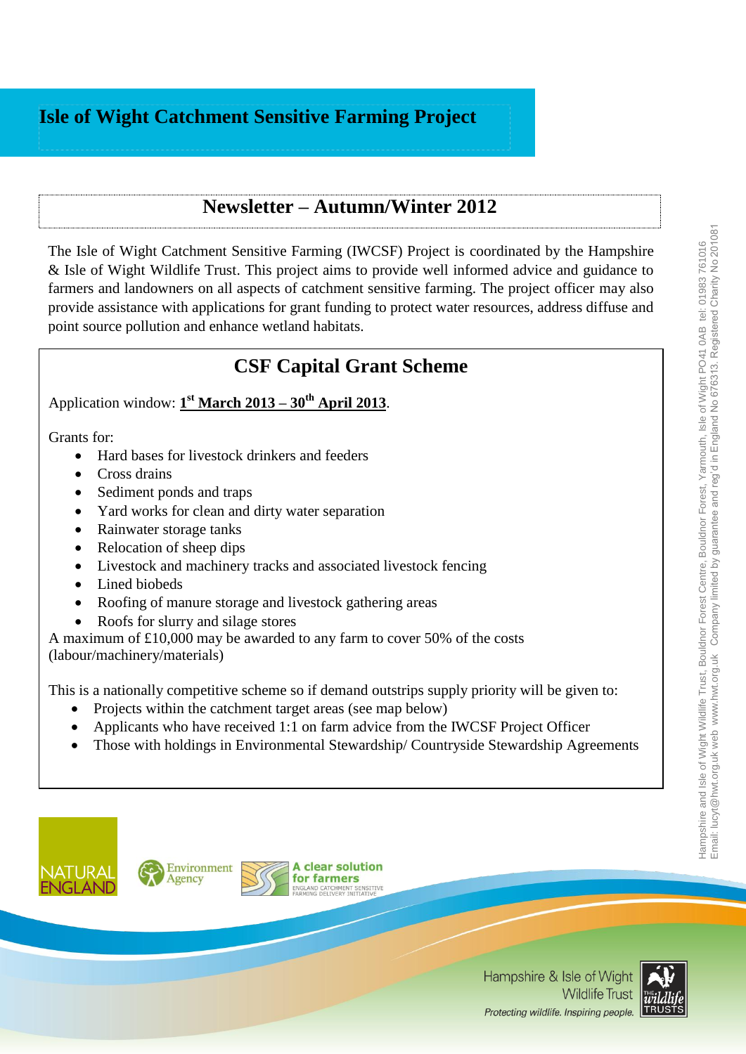# Isle of Wight Catchment Sensitive Farming Project

## Newsletter – Autumn/Winter 2012

The Isle of Wight Catchment Sensitive Farming (IWCSF) Project is coordinated by the Hampshire & Isle of Wight Wildlife Trust. This project aims to provide well informed advice and guidance to farmers and landowners on all aspects of catchment sensitive farming. The project officer may also provide assistance with applications for grant funding to protect water resources, address diffuse and point source pollution and enhance wetland habitats.

## CSF Capital Grant Scheme

Application window: **1st March 2013 – 30th April 2013**.

Grants for:

- Hard bases for livestock drinkers and feeders
- Cross drains
- Sediment ponds and traps
- Yard works for clean and dirty water separation
- Rainwater storage tanks
- Relocation of sheep dips
- Livestock and machinery tracks and associated livestock fencing
- Lined biobeds
- Roofing of manure storage and livestock gathering areas
- Roofs for slurry and silage stores

A maximum of £10,000 may be awarded to any farm to cover 50% of the costs (labour/machinery/materials)

This is a nationally competitive scheme so if demand outstrips supply priority will be given to:

- Projects within the catchment target areas (see map below)
- Applicants who have received 1:1 on farm advice from the IWCSF Project Officer
- Those with holdings in Environmental Stewardship/ Countryside Stewardship Agreements

Natural England | Environment Agency | A clear solution for farmers – England Catchment Sensitive Farming Delivery Initiative

Hampshire & Isle of Wight Wildlife Trust
*Protecting wildlife. Inspiring people.*

Hampshire and Isle of Wight Wildlife Trust, Bouldnor Forest Centre, Bouldnor Forest, Yarmouth, Isle of Wight PO41 0AB tel: 01983 761016
Email: lucyt@hwt.org.uk web www.hwt.org.uk Company limited by guarantee and reg'd in England No 676313. Registered Charity No 201081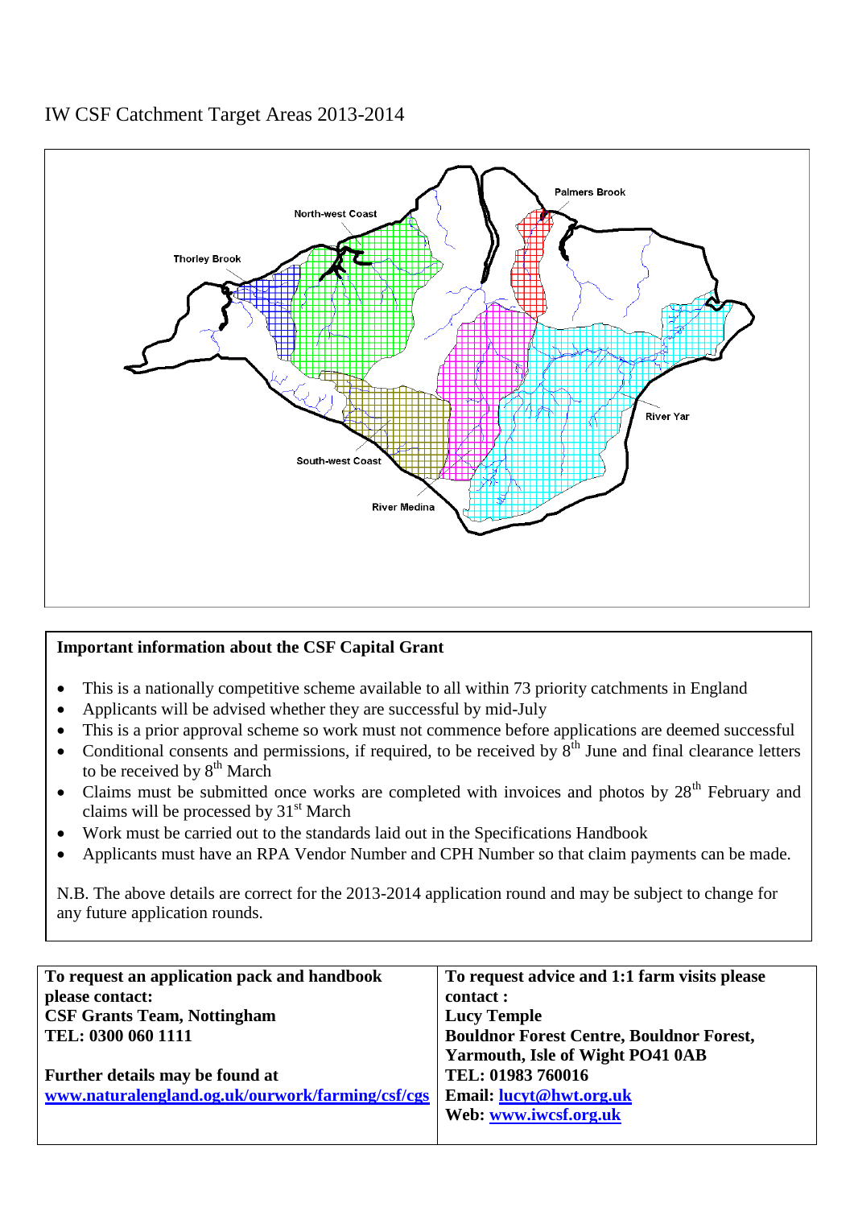# IW CSF Catchment Target Areas 2013-2014

Palmers Brook

North-west Coast

Thorley Brook

River Yar

South-west Coast

River Medina

**Important information about the CSF Capital Grant**

- This is a nationally competitive scheme available to all within 73 priority catchments in England
- Applicants will be advised whether they are successful by mid-July
- This is a prior approval scheme so work must not commence before applications are deemed successful
- Conditional consents and permissions, if required, to be received by 8th June and final clearance letters to be received by 8th March
- Claims must be submitted once works are completed with invoices and photos by 28th February and claims will be processed by 31st March
- Work must be carried out to the standards laid out in the Specifications Handbook
- Applicants must have an RPA Vendor Number and CPH Number so that claim payments can be made.

N.B. The above details are correct for the 2013-2014 application round and may be subject to change for any future application rounds.

| **To request an application pack and handbook please contact:** | **To request advice and 1:1 farm visits please contact :** |
|---|---|
| **CSF Grants Team, Nottingham** | **Lucy Temple** |
| **TEL: 0300 060 1111** | **Bouldnor Forest Centre, Bouldnor Forest, Yarmouth, Isle of Wight PO41 0AB** |
| **Further details may be found at** | **TEL: 01983 760016** |
| **www.naturalengland.og.uk/ourwork/farming/csf/cgs** | **Email: lucyt@hwt.org.uk** |
| | **Web: www.iwcsf.org.uk** |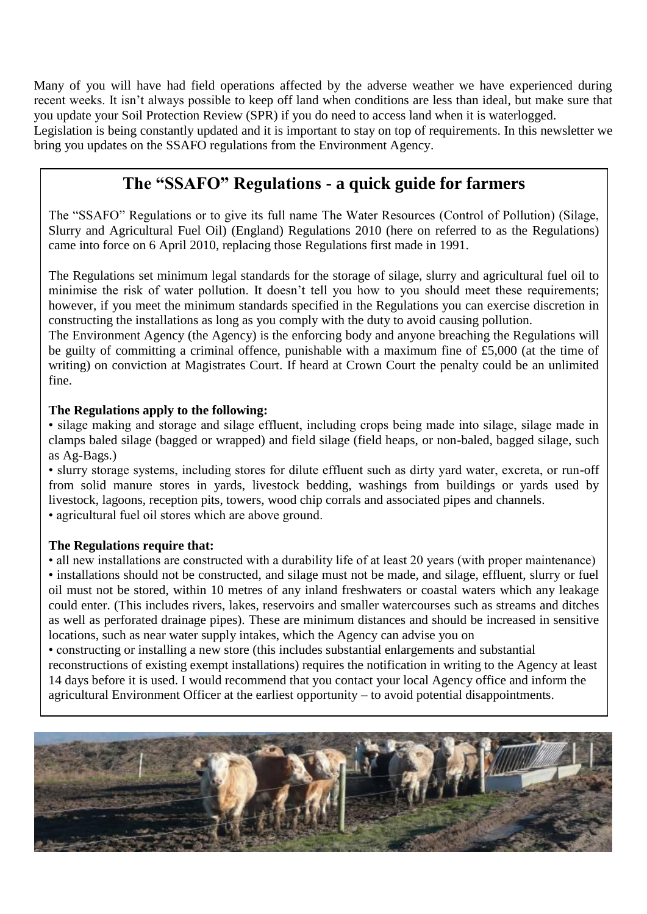Many of you will have had field operations affected by the adverse weather we have experienced during recent weeks. It isn't always possible to keep off land when conditions are less than ideal, but make sure that you update your Soil Protection Review (SPR) if you do need to access land when it is waterlogged.
Legislation is being constantly updated and it is important to stay on top of requirements. In this newsletter we bring you updates on the SSAFO regulations from the Environment Agency.

## The "SSAFO" Regulations - a quick guide for farmers

The "SSAFO" Regulations or to give its full name The Water Resources (Control of Pollution) (Silage, Slurry and Agricultural Fuel Oil) (England) Regulations 2010 (here on referred to as the Regulations) came into force on 6 April 2010, replacing those Regulations first made in 1991.

The Regulations set minimum legal standards for the storage of silage, slurry and agricultural fuel oil to minimise the risk of water pollution. It doesn't tell you how to you should meet these requirements; however, if you meet the minimum standards specified in the Regulations you can exercise discretion in constructing the installations as long as you comply with the duty to avoid causing pollution.
The Environment Agency (the Agency) is the enforcing body and anyone breaching the Regulations will be guilty of committing a criminal offence, punishable with a maximum fine of £5,000 (at the time of writing) on conviction at Magistrates Court. If heard at Crown Court the penalty could be an unlimited fine.

**The Regulations apply to the following:**

- silage making and storage and silage effluent, including crops being made into silage, silage made in clamps baled silage (bagged or wrapped) and field silage (field heaps, or non-baled, bagged silage, such as Ag-Bags.)
- slurry storage systems, including stores for dilute effluent such as dirty yard water, excreta, or run-off from solid manure stores in yards, livestock bedding, washings from buildings or yards used by livestock, lagoons, reception pits, towers, wood chip corrals and associated pipes and channels.
- agricultural fuel oil stores which are above ground.

**The Regulations require that:**

- all new installations are constructed with a durability life of at least 20 years (with proper maintenance)
- installations should not be constructed, and silage must not be made, and silage, effluent, slurry or fuel oil must not be stored, within 10 metres of any inland freshwaters or coastal waters which any leakage could enter. (This includes rivers, lakes, reservoirs and smaller watercourses such as streams and ditches as well as perforated drainage pipes). These are minimum distances and should be increased in sensitive locations, such as near water supply intakes, which the Agency can advise you on
- constructing or installing a new store (this includes substantial enlargements and substantial reconstructions of existing exempt installations) requires the notification in writing to the Agency at least 14 days before it is used. I would recommend that you contact your local Agency office and inform the agricultural Environment Officer at the earliest opportunity – to avoid potential disappointments.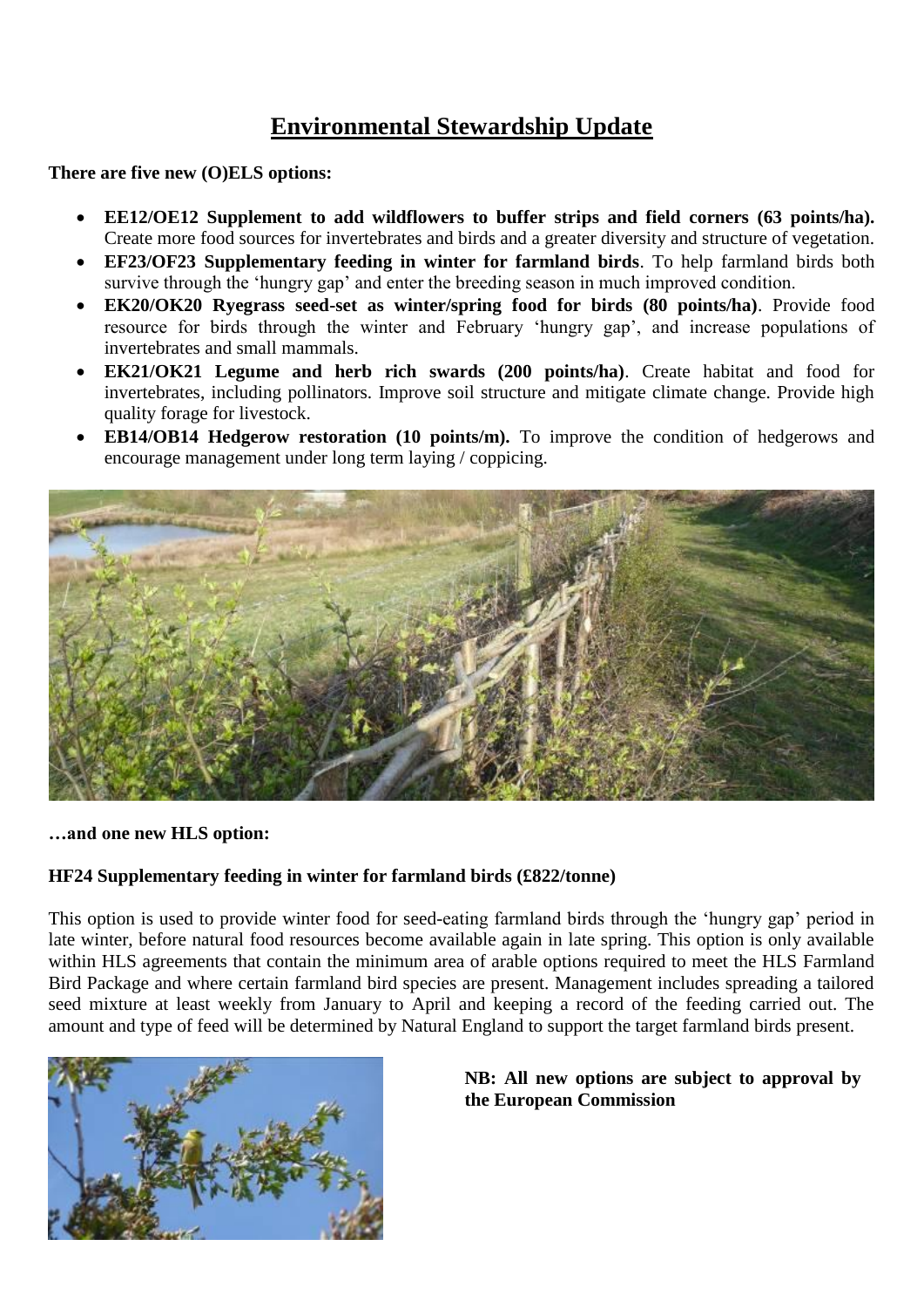# Environmental Stewardship Update

**There are five new (O)ELS options:**

- **EE12/OE12 Supplement to add wildflowers to buffer strips and field corners (63 points/ha).** Create more food sources for invertebrates and birds and a greater diversity and structure of vegetation.
- **EF23/OF23 Supplementary feeding in winter for farmland birds**. To help farmland birds both survive through the 'hungry gap' and enter the breeding season in much improved condition.
- **EK20/OK20 Ryegrass seed-set as winter/spring food for birds (80 points/ha)**. Provide food resource for birds through the winter and February 'hungry gap', and increase populations of invertebrates and small mammals.
- **EK21/OK21 Legume and herb rich swards (200 points/ha)**. Create habitat and food for invertebrates, including pollinators. Improve soil structure and mitigate climate change. Provide high quality forage for livestock.
- **EB14/OB14 Hedgerow restoration (10 points/m).** To improve the condition of hedgerows and encourage management under long term laying / coppicing.

**…and one new HLS option:**

**HF24 Supplementary feeding in winter for farmland birds (£822/tonne)**

This option is used to provide winter food for seed-eating farmland birds through the 'hungry gap' period in late winter, before natural food resources become available again in late spring. This option is only available within HLS agreements that contain the minimum area of arable options required to meet the HLS Farmland Bird Package and where certain farmland bird species are present. Management includes spreading a tailored seed mixture at least weekly from January to April and keeping a record of the feeding carried out. The amount and type of feed will be determined by Natural England to support the target farmland birds present.

**NB: All new options are subject to approval by the European Commission**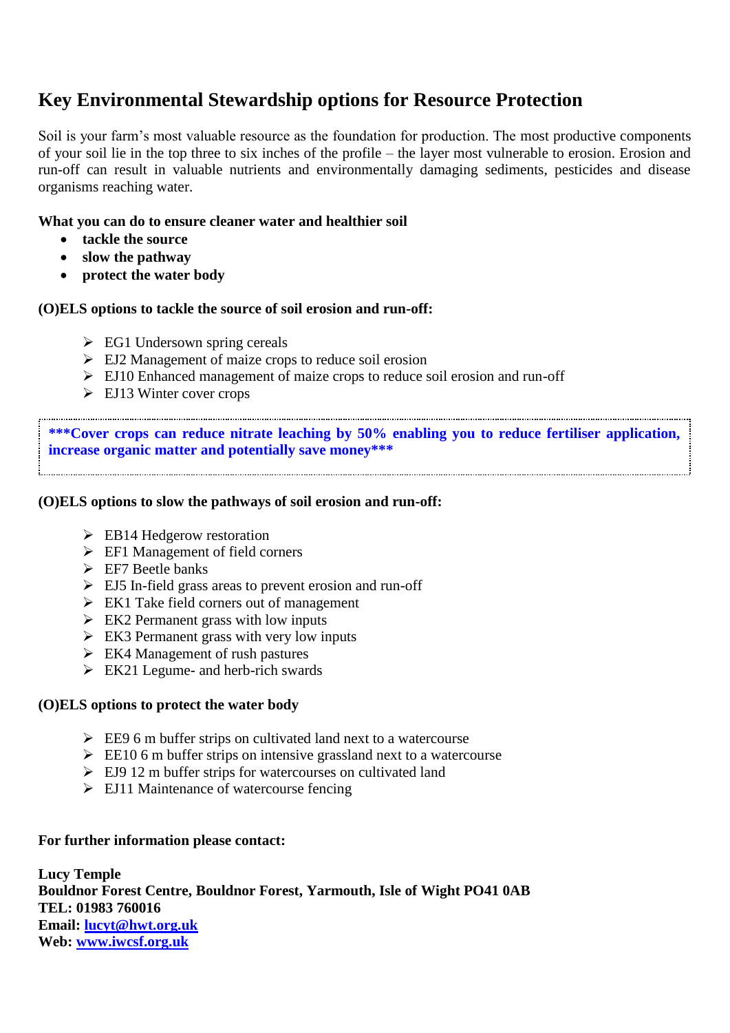# Key Environmental Stewardship options for Resource Protection

Soil is your farm's most valuable resource as the foundation for production. The most productive components of your soil lie in the top three to six inches of the profile – the layer most vulnerable to erosion. Erosion and run-off can result in valuable nutrients and environmentally damaging sediments, pesticides and disease organisms reaching water.

**What you can do to ensure cleaner water and healthier soil**

- **tackle the source**
- **slow the pathway**
- **protect the water body**

**(O)ELS options to tackle the source of soil erosion and run-off:**

- EG1 Undersown spring cereals
- EJ2 Management of maize crops to reduce soil erosion
- EJ10 Enhanced management of maize crops to reduce soil erosion and run-off
- EJ13 Winter cover crops

**\*\*\*Cover crops can reduce nitrate leaching by 50% enabling you to reduce fertiliser application, increase organic matter and potentially save money\*\*\***

**(O)ELS options to slow the pathways of soil erosion and run-off:**

- EB14 Hedgerow restoration
- EF1 Management of field corners
- EF7 Beetle banks
- EJ5 In-field grass areas to prevent erosion and run-off
- EK1 Take field corners out of management
- EK2 Permanent grass with low inputs
- EK3 Permanent grass with very low inputs
- EK4 Management of rush pastures
- EK21 Legume- and herb-rich swards

**(O)ELS options to protect the water body**

- EE9 6 m buffer strips on cultivated land next to a watercourse
- EE10 6 m buffer strips on intensive grassland next to a watercourse
- EJ9 12 m buffer strips for watercourses on cultivated land
- EJ11 Maintenance of watercourse fencing

**For further information please contact:**

**Lucy Temple**
**Bouldnor Forest Centre, Bouldnor Forest, Yarmouth, Isle of Wight PO41 0AB**
**TEL: 01983 760016**
**Email: lucyt@hwt.org.uk**
**Web: www.iwcsf.org.uk**